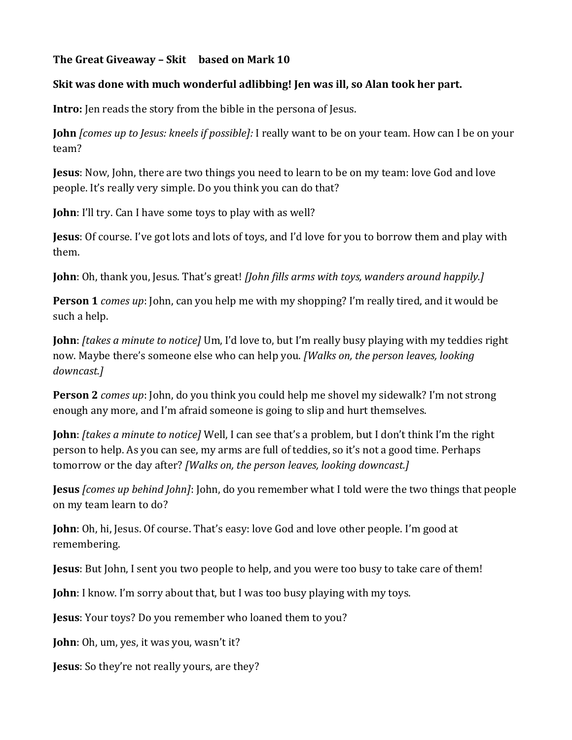**The Great Giveaway – Skit based on Mark 10**

**Skit was done with much wonderful adlibbing! Jen was ill, so Alan took her part.**

**Intro:** Jen reads the story from the bible in the persona of Jesus.

**John** *[comes up to Jesus: kneels if possible]:* I really want to be on your team. How can I be on your team?

**Jesus**: Now, John, there are two things you need to learn to be on my team: love God and love people. It's really very simple. Do you think you can do that?

**John**: I'll try. Can I have some toys to play with as well?

**Jesus**: Of course. I've got lots and lots of toys, and I'd love for you to borrow them and play with them.

**John**: Oh, thank you, Jesus. That's great! *[John fills arms with toys, wanders around happily.]*

**Person 1** *comes up*: John, can you help me with my shopping? I'm really tired, and it would be such a help.

**John**: *[takes a minute to notice]* Um, I'd love to, but I'm really busy playing with my teddies right now. Maybe there's someone else who can help you. *[Walks on, the person leaves, looking downcast.]*

**Person 2** *comes up*: John, do you think you could help me shovel my sidewalk? I'm not strong enough any more, and I'm afraid someone is going to slip and hurt themselves.

**John**: *[takes a minute to notice]* Well, I can see that's a problem, but I don't think I'm the right person to help. As you can see, my arms are full of teddies, so it's not a good time. Perhaps tomorrow or the day after? *[Walks on, the person leaves, looking downcast.]*

**Jesus** *[comes up behind John]*: John, do you remember what I told were the two things that people on my team learn to do?

**John**: Oh, hi, Jesus. Of course. That's easy: love God and love other people. I'm good at remembering.

**Jesus**: But John, I sent you two people to help, and you were too busy to take care of them!

**John**: I know. I'm sorry about that, but I was too busy playing with my toys.

**Jesus**: Your toys? Do you remember who loaned them to you?

**John**: Oh, um, yes, it was you, wasn't it?

**Jesus**: So they're not really yours, are they?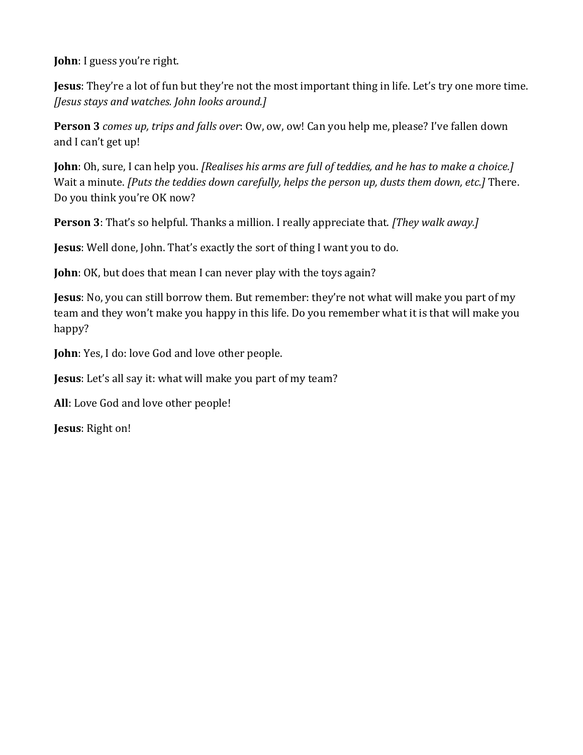**John**: I guess you're right.

**Jesus**: They're a lot of fun but they're not the most important thing in life. Let's try one more time. *[Jesus stays and watches. John looks around.]*

**Person 3** *comes up, trips and falls over*: Ow, ow, ow! Can you help me, please? I've fallen down and I can't get up!

**John**: Oh, sure, I can help you. *[Realises his arms are full of teddies, and he has to make a choice.]* Wait a minute. *[Puts the teddies down carefully, helps the person up, dusts them down, etc.]* There. Do you think you're OK now?

**Person 3**: That's so helpful. Thanks a million. I really appreciate that. *[They walk away.]*

**Jesus**: Well done, John. That's exactly the sort of thing I want you to do.

**John**: OK, but does that mean I can never play with the toys again?

**Jesus**: No, you can still borrow them. But remember: they're not what will make you part of my team and they won't make you happy in this life. Do you remember what it is that will make you happy?

**John**: Yes, I do: love God and love other people.

**Jesus**: Let's all say it: what will make you part of my team?

**All**: Love God and love other people!

**Jesus**: Right on!